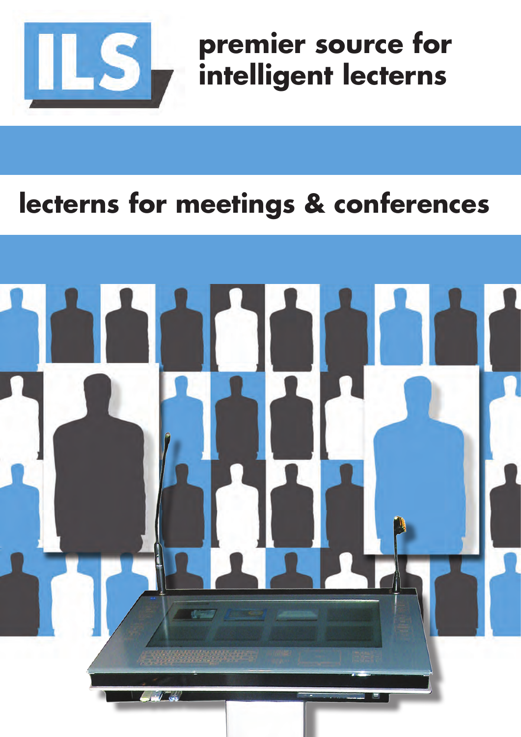ILS

# premier source for intelligent lecterns

## lecterns for meetings & conferences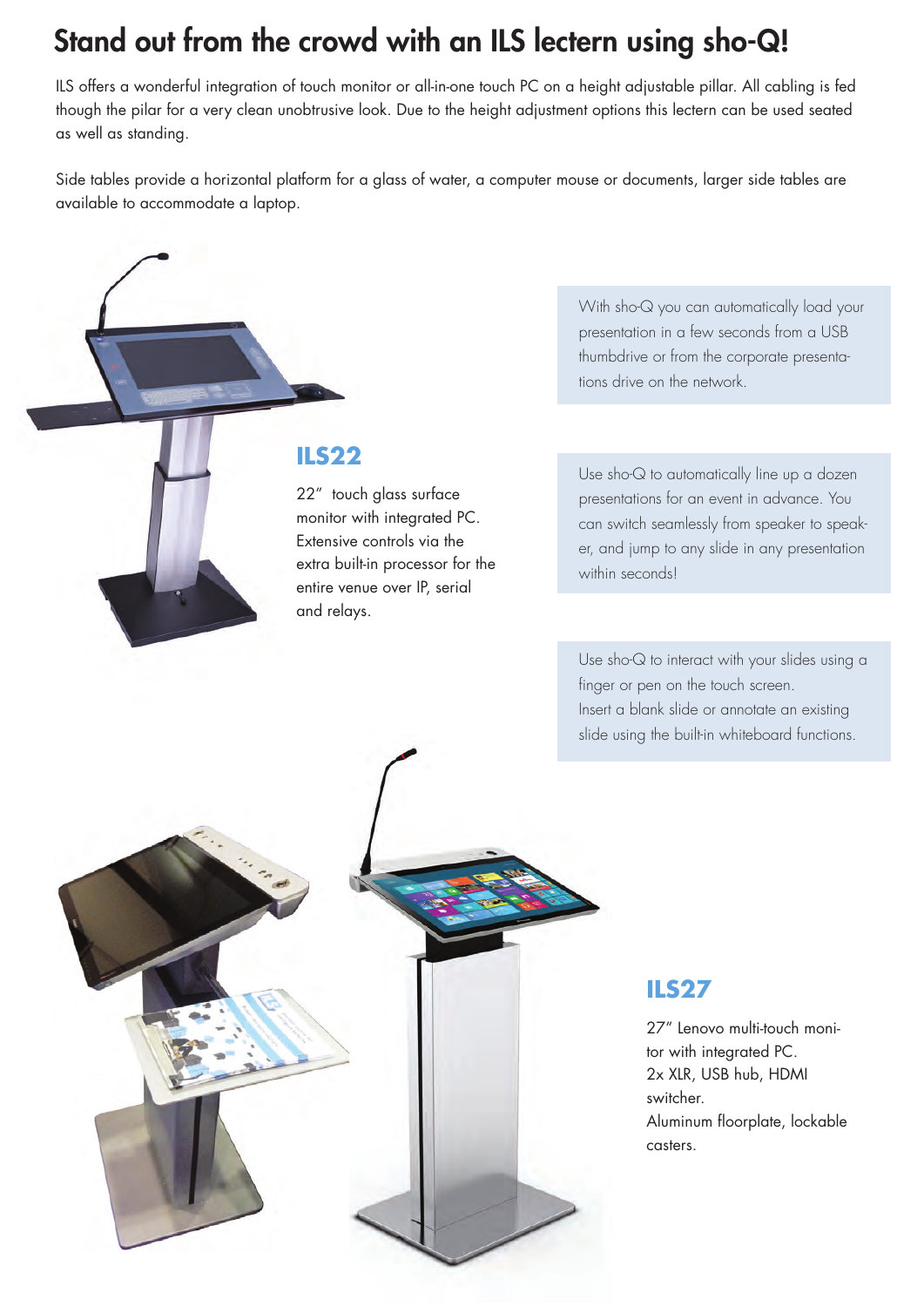# Stand out from the crowd with an ILS lectern using sho-Q!

ILS offers a wonderful integration of touch monitor or all-in-one touch PC on a height adjustable pillar. All cabling is fed though the pilar for a very clean unobtrusive look. Due to the height adjustment options this lectern can be used seated as well as standing.

Side tables provide a horizontal platform for a glass of water, a computer mouse or documents, larger side tables are available to accommodate a laptop.

With sho-Q you can automatically load your presentation in a few seconds from a USB thumbdrive or from the corporate presentations drive on the network.

## ILS22

22" touch glass surface monitor with integrated PC. Extensive controls via the extra built-in processor for the entire venue over IP, serial and relays.

Use sho-Q to automatically line up a dozen presentations for an event in advance. You can switch seamlessly from speaker to speaker, and jump to any slide in any presentation within seconds!

Use sho-Q to interact with your slides using a finger or pen on the touch screen.
Insert a blank slide or annotate an existing slide using the built-in whiteboard functions.

## ILS27

27" Lenovo multi-touch monitor with integrated PC.
2x XLR, USB hub, HDMI switcher.
Aluminum floorplate, lockable casters.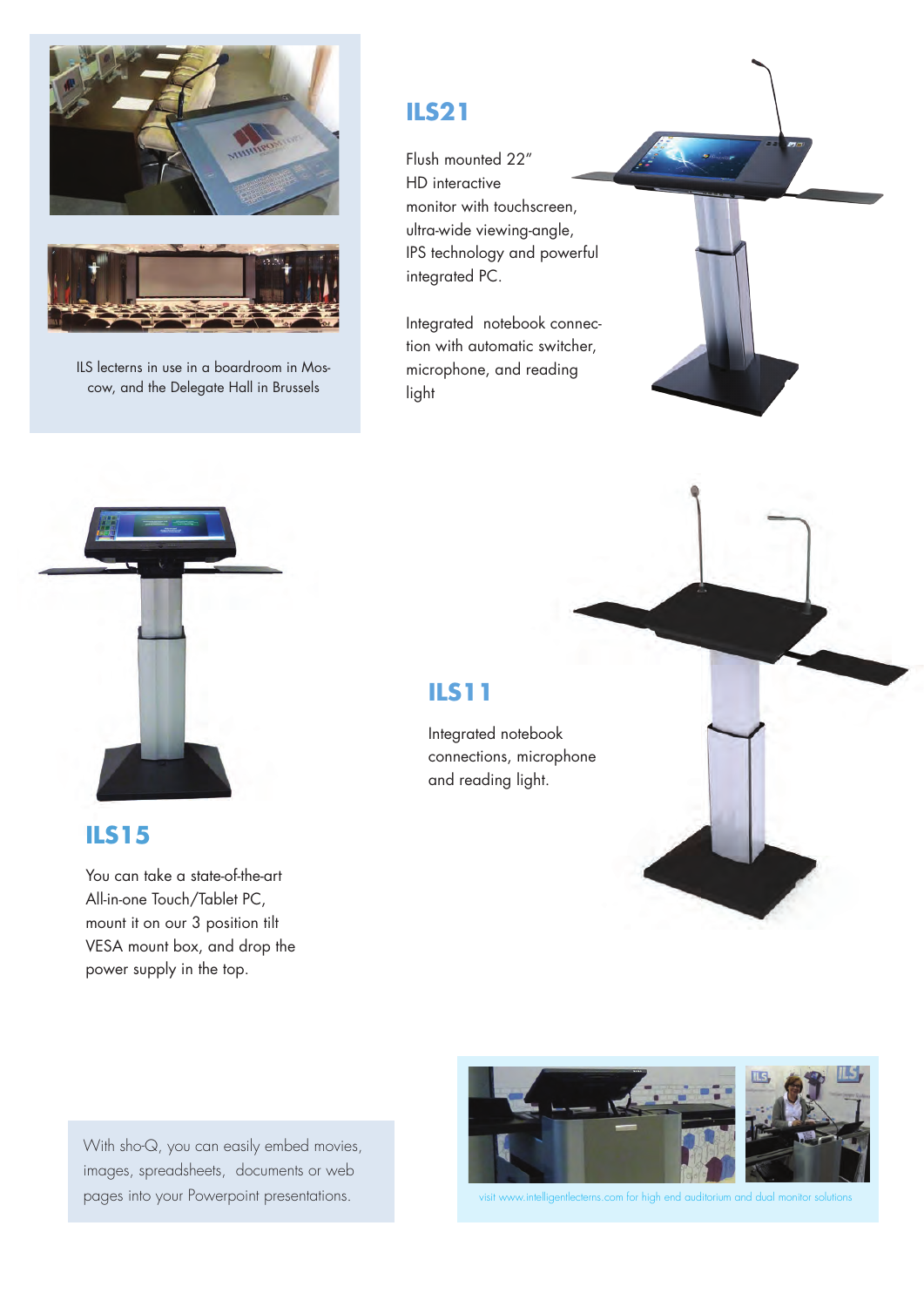ILS lecterns in use in a boardroom in Moscow, and the Delegate Hall in Brussels

## ILS21

Flush mounted 22" HD interactive monitor with touchscreen, ultra-wide viewing-angle, IPS technology and powerful integrated PC.

Integrated notebook connection with automatic switcher, microphone, and reading light

## ILS11

Integrated notebook connections, microphone and reading light.

## ILS15

You can take a state-of-the-art All-in-one Touch/Tablet PC, mount it on our 3 position tilt VESA mount box, and drop the power supply in the top.

With sho-Q, you can easily embed movies, images, spreadsheets, documents or web pages into your Powerpoint presentations.

visit www.intelligentlecterns.com for high end auditorium and dual monitor solutions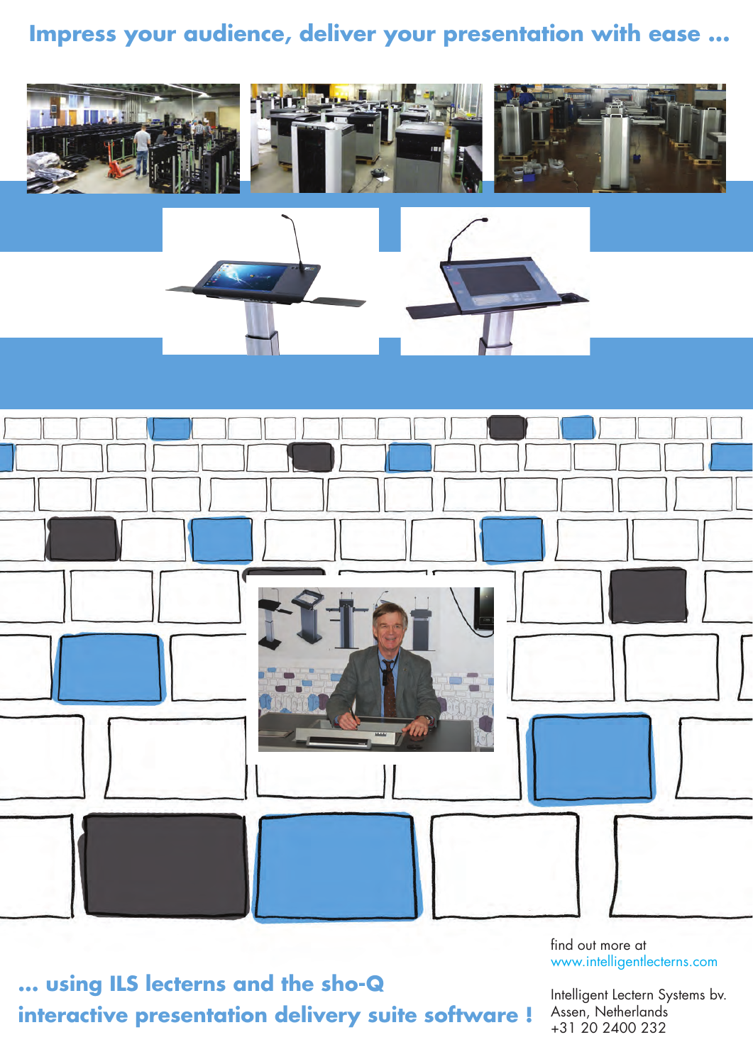## Impress your audience, deliver your presentation with ease ...

## ... using ILS lecterns and the sho-Q interactive presentation delivery suite software !

find out more at
www.intelligentlecterns.com

Intelligent Lectern Systems bv.
Assen, Netherlands
+31 20 2400 232